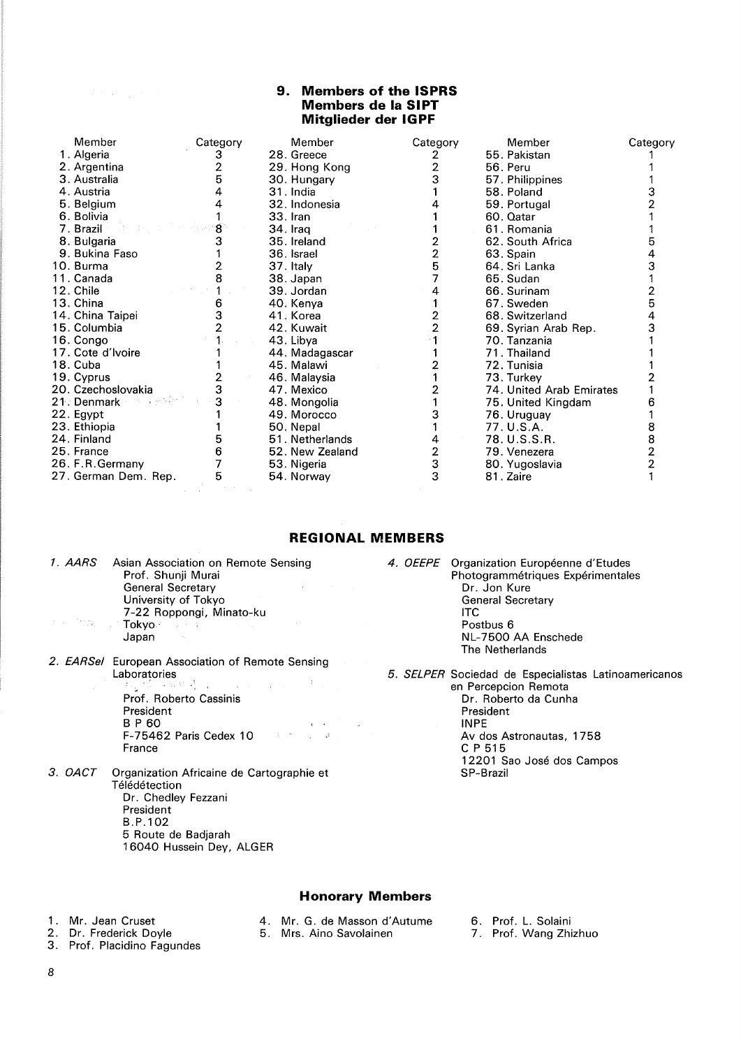## 9. Members of the ISPRS
## Members de la SIPT
## Mitglieder der IGPF

| Member | Category | Member | Category | Member | Category |
|---|---|---|---|---|---|
| 1. Algeria | 3 | 28. Greece | 2 | 55. Pakistan | 1 |
| 2. Argentina | 2 | 29. Hong Kong | 2 | 56. Peru | 1 |
| 3. Australia | 5 | 30. Hungary | 3 | 57. Philippines | 1 |
| 4. Austria | 4 | 31. India | 1 | 58. Poland | 3 |
| 5. Belgium | 4 | 32. Indonesia | 4 | 59. Portugal | 2 |
| 6. Bolivia | 1 | 33. Iran | 1 | 60. Qatar | 1 |
| 7. Brazil | 8 | 34. Iraq | 1 | 61. Romania | 1 |
| 8. Bulgaria | 3 | 35. Ireland | 2 | 62. South Africa | 5 |
| 9. Bukina Faso | 1 | 36. Israel | 2 | 63. Spain | 4 |
| 10. Burma | 2 | 37. Italy | 5 | 64. Sri Lanka | 3 |
| 11. Canada | 8 | 38. Japan | 7 | 65. Sudan | 1 |
| 12. Chile | 1 | 39. Jordan | 4 | 66. Surinam | 2 |
| 13. China | 6 | 40. Kenya | 1 | 67. Sweden | 5 |
| 14. China Taipei | 3 | 41. Korea | 2 | 68. Switzerland | 4 |
| 15. Columbia | 2 | 42. Kuwait | 2 | 69. Syrian Arab Rep. | 3 |
| 16. Congo | 1 | 43. Libya | 1 | 70. Tanzania | 1 |
| 17. Cote d'Ivoire | 1 | 44. Madagascar | 1 | 71. Thailand | 1 |
| 18. Cuba | 1 | 45. Malawi | 2 | 72. Tunisia | 1 |
| 19. Cyprus | 2 | 46. Malaysia | 1 | 73. Turkey | 2 |
| 20. Czechoslovakia | 3 | 47. Mexico | 2 | 74. United Arab Emirates | 1 |
| 21. Denmark | 3 | 48. Mongolia | 1 | 75. United Kingdam | 6 |
| 22. Egypt | 1 | 49. Morocco | 3 | 76. Uruguay | 1 |
| 23. Ethiopia | 1 | 50. Nepal | 1 | 77. U.S.A. | 8 |
| 24. Finland | 5 | 51. Netherlands | 4 | 78. U.S.S.R. | 8 |
| 25. France | 6 | 52. New Zealand | 2 | 79. Venezera | 2 |
| 26. F.R.Germany | 7 | 53. Nigeria | 3 | 80. Yugoslavia | 2 |
| 27. German Dem. Rep. | 5 | 54. Norway | 3 | 81. Zaire | 1 |

## REGIONAL MEMBERS

*1. AARS* Asian Association on Remote Sensing
Prof. Shunji Murai
General Secretary
University of Tokyo
7-22 Roppongi, Minato-ku
Tokyo
Japan

*2. EARSel* European Association of Remote Sensing Laboratories
Prof. Roberto Cassinis
President
B P 60
F-75462 Paris Cedex 10
France

*3. OACT* Organization Africaine de Cartographie et Télédétection
Dr. Chedley Fezzani
President
B.P.102
5 Route de Badjarah
16040 Hussein Dey, ALGER

*4. OEEPE* Organization Européenne d'Etudes Photogrammétriques Expérimentales
Dr. Jon Kure
General Secretary
ITC
Postbus 6
NL-7500 AA Enschede
The Netherlands

*5. SELPER* Sociedad de Especialistas Latinoamericanos en Percepcion Remota
Dr. Roberto da Cunha
President
INPE
Av dos Astronautas, 1758
C P 515
12201 Sao José dos Campos
SP-Brazil

## Honorary Members

1. Mr. Jean Cruset
2. Dr. Frederick Doyle
3. Prof. Placidino Fagundes
4. Mr. G. de Masson d'Autume
5. Mrs. Aino Savolainen
6. Prof. L. Solaini
7. Prof. Wang Zhizhuo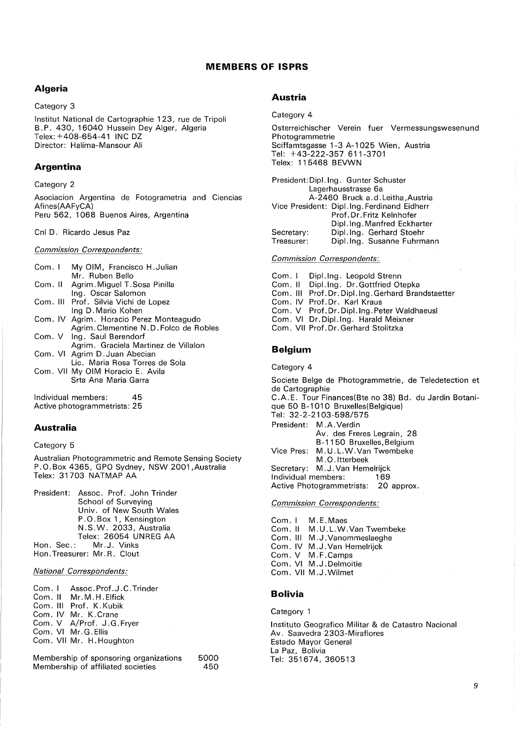# MEMBERS OF ISPRS

## Algeria

Category 3

Institut National de Cartographie 123, rue de Tripoli
B.P. 430, 16040 Hussein Dey Alger, Algeria
Telex: +408-654-41 INC DZ
Director: Halima-Mansour Ali

## Argentina

Category 2

Asociacion Argentina de Fotogrametria and Ciencias Afines(AAFyCA)
Peru 562, 1068 Buenos Aires, Argentina

Cnl D. Ricardo Jesus Paz

*Commission Correspondents:*

Com. I My OIM, Francisco H.Julian
Mr. Ruben Bello
Com. II Agrim.Miguel T.Sosa Pinilla
Ing. Oscar Salomon
Com. III Prof. Silvia Vichi de Lopez
Ing D.Mario Kohen
Com. IV Agrim. Horacio Perez Monteagudo
Agrim.Clementine N.D.Folco de Robles
Com. V Ing. Saul Berendorf
Agrim. Graciela Martinez de Villalon
Com. VI Agrim D.Juan Abecian
Lic. Maria Rosa Torres de Sola
Com. VII My OIM Horacio E. Avila
Srta Ana Maria Garra

Individual members: 45
Active photogrammetrists: 25

## Australia

Category 5

Australian Photogrammetric and Remote Sensing Society
P.O.Box 4365, GPO Sydney, NSW 2001,Australia
Telex: 31703 NATMAP AA

President: Assoc. Prof. John Trinder
School of Surveying
Univ. of New South Wales
P.O.Box 1, Kensington
N.S.W. 2033, Australia
Telex: 26054 UNREG AA
Hon. Sec.: Mr.J. Vinks
Hon.Treasurer: Mr.R. Clout

*National Correspondents:*

Com. I Assoc.Prof.J.C.Trinder
Com. II Mr.M.H.Elfick
Com. III Prof. K.Kubik
Com. IV Mr. K.Crane
Com. V A/Prof. J.G.Fryer
Com. VI Mr.G.Ellis
Com. VII Mr. H.Houghton

Membership of sponsoring organizations 5000
Membership of affiliated societies 450

## Austria

Category 4

Osterreichischer Verein fuer Vermessungswesenund Photogrammetrie
Sciffamtsgasse 1-3 A-1025 Wien, Austria
Tel: +43-222-357 611-3701
Telex: 115468 BEVWN

President: Dipl.Ing. Gunter Schuster
Lagerhausstrasse 6a
A-2460 Bruck a.d.Leitha,Austria
Vice President: Dipl.Ing.Ferdinand Eidherr
Prof.Dr.Fritz Kelnhofer
Dipl.Ing.Manfred Eckharter
Secretary: Dipl.Ing. Gerhard Stoehr
Treasurer: Dipl.Ing. Susanne Fuhrmann

*Commission Correspondents:*

Com. I Dipl.Ing. Leopold Strenn
Com. II Dipl.Ing. Dr.Gottfried Otepka
Com. III Prof.Dr.Dipl.Ing.Gerhard Brandstaetter
Com. IV Prof.Dr. Karl Kraus
Com. V Prof.Dr.Dipl.Ing.Peter Waldhaeusl
Com. VI Dr.Dipl.Ing. Harald Meixner
Com. VII Prof.Dr.Gerhard Stolitzka

## Belgium

Category 4

Societe Belge de Photogrammetrie, de Teledetection et de Cartographie
C.A.E. Tour Finances(Bte no 38) Bd. du Jardin Botanique 50 B-1010 Bruxelles(Belgique)
Tel: 32-2-2103-598/575
President: M.A.Verdin
Av. des Freres Legrain, 28
B-1150 Bruxelles,Belgium
Vice Pres: M.U.L.W.Van Twembeke
M.O.Itterbeek
Secretary: M.J.Van Hemelrijck
Individual members: 169
Active Photogrammetrists: 20 approx.

*Commission Correspondents:*

Com. I M.E.Maes
Com. II M.U.L.W.Van Twembeke
Com. III M.J.Vanommeslaeghe
Com. IV M.J.Van Hemelrijck
Com. V M.F.Camps
Com. VI M.J.Delmoitie
Com. VII M.J.Wilmet

## Bolivia

Category 1

Instituto Geografico Militar & de Catastro Nacional
Av. Saavedra 2303-Miraflores
Estado Mayor General
La Paz, Bolivia
Tel: 351674, 360513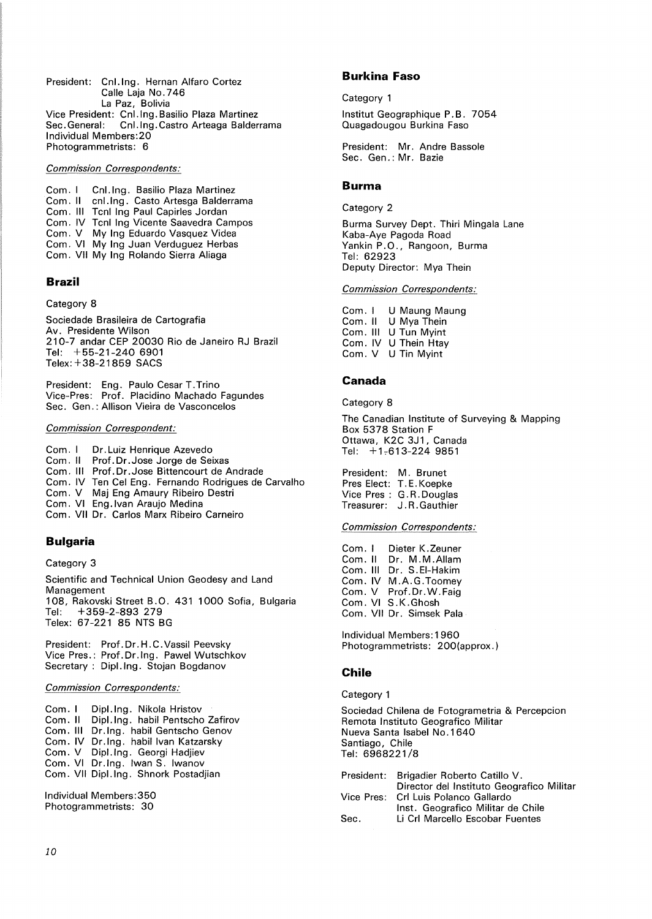President: Cnl.Ing. Hernan Alfaro Cortez
Calle Laja No.746
La Paz, Bolivia
Vice President: Cnl.Ing.Basilio Plaza Martinez
Sec.General: Cnl.Ing.Castro Arteaga Balderrama
Individual Members:20
Photogrammetrists: 6

*Commission Correspondents:*

Com. I Cnl.Ing. Basilio Plaza Martinez
Com. II cnl.Ing. Casto Artesga Balderrama
Com. III Tcnl Ing Paul Capirles Jordan
Com. IV Tcnl Ing Vicente Saavedra Campos
Com. V My Ing Eduardo Vasquez Videa
Com. VI My Ing Juan Verduguez Herbas
Com. VII My Ing Rolando Sierra Aliaga

## Brazil

Category 8

Sociedade Brasileira de Cartografia
Av. Presidente Wilson
210-7 andar CEP 20030 Rio de Janeiro RJ Brazil
Tel: +55-21-240 6901
Telex: +38-21859 SACS

President: Eng. Paulo Cesar T.Trino
Vice-Pres: Prof. Placidino Machado Fagundes
Sec. Gen.: Allison Vieira de Vasconcelos

*Commission Correspondent:*

Com. I Dr.Luiz Henrique Azevedo
Com. II Prof.Dr.Jose Jorge de Seixas
Com. III Prof.Dr.Jose Bittencourt de Andrade
Com. IV Ten Cel Eng. Fernando Rodrigues de Carvalho
Com. V Maj Eng Amaury Ribeiro Destri
Com. VI Eng.Ivan Araujo Medina
Com. VII Dr. Carlos Marx Ribeiro Carneiro

## Bulgaria

Category 3

Scientific and Technical Union Geodesy and Land Management
108, Rakovski Street B.O. 431 1000 Sofia, Bulgaria
Tel: +359-2-893 279
Telex: 67-221 85 NTS BG

President: Prof.Dr.H.C.Vassil Peevsky
Vice Pres.: Prof.Dr.Ing. Pawel Wutschkov
Secretary : Dipl.Ing. Stojan Bogdanov

*Commission Correspondents:*

Com. I Dipl.Ing. Nikola Hristov
Com. II Dipl.Ing. habil Pentscho Zafirov
Com. III Dr.Ing. habil Gentscho Genov
Com. IV Dr.Ing. habil Ivan Katzarsky
Com. V Dipl.Ing. Georgi Hadjiev
Com. VI Dr.Ing. Iwan S. Iwanov
Com. VII Dipl.Ing. Shnork Postadjian

Individual Members:350
Photogrammetrists: 30

## Burkina Faso

Category 1

Institut Geographique P.B. 7054
Quagadougou Burkina Faso

President: Mr. Andre Bassole
Sec. Gen.: Mr. Bazie

## Burma

Category 2

Burma Survey Dept. Thiri Mingala Lane
Kaba-Aye Pagoda Road
Yankin P.O., Rangoon, Burma
Tel: 62923
Deputy Director: Mya Thein

*Commission Correspondents:*

Com. I U Maung Maung
Com. II U Mya Thein
Com. III U Tun Myint
Com. IV U Thein Htay
Com. V U Tin Myint

## Canada

Category 8

The Canadian Institute of Surveying & Mapping
Box 5378 Station F
Ottawa, K2C 3J1, Canada
Tel: +1-613-224 9851

President: M. Brunet
Pres Elect: T.E.Koepke
Vice Pres : G.R.Douglas
Treasurer: J.R.Gauthier

*Commission Correspondents:*

Com. I Dieter K.Zeuner
Com. II Dr. M.M.Allam
Com. III Dr. S.El-Hakim
Com. IV M.A.G.Toomey
Com. V Prof.Dr.W.Faig
Com. VI S.K.Ghosh
Com. VII Dr. Simsek Pala

Individual Members:1960
Photogrammetrists: 200(approx.)

## Chile

Category 1

Sociedad Chilena de Fotogrametria & Percepcion Remota Instituto Geografico Militar
Nueva Santa Isabel No.1640
Santiago, Chile
Tel: 6968221/8

President: Brigadier Roberto Catillo V.
Director del Instituto Geografico Militar
Vice Pres: Crl Luis Polanco Gallardo
Inst. Geografico Militar de Chile
Sec. Li Crl Marcello Escobar Fuentes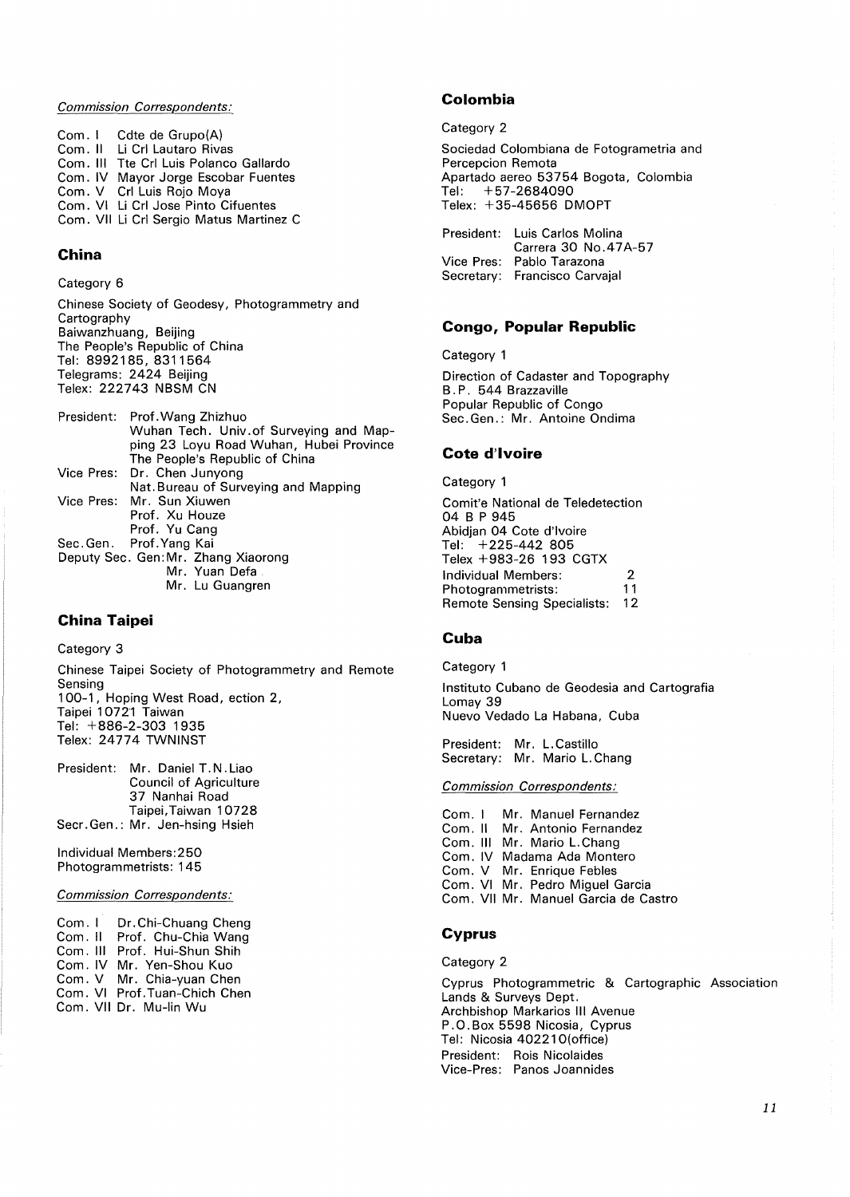*Commission Correspondents:*

Com. I Cdte de Grupo(A)
Com. II Li Crl Lautaro Rivas
Com. III Tte Crl Luis Polanco Gallardo
Com. IV Mayor Jorge Escobar Fuentes
Com. V Crl Luis Rojo Moya
Com. VI Li Crl Jose Pinto Cifuentes
Com. VII Li Crl Sergio Matus Martinez C

## China

Category 6

Chinese Society of Geodesy, Photogrammetry and Cartography
Baiwanzhuang, Beijing
The People's Republic of China
Tel: 8992185, 8311564
Telegrams: 2424 Beijing
Telex: 222743 NBSM CN

President: Prof.Wang Zhizhuo
Wuhan Tech. Univ.of Surveying and Mapping 23 Loyu Road Wuhan, Hubei Province
The People's Republic of China
Vice Pres: Dr. Chen Junyong
Nat.Bureau of Surveying and Mapping
Vice Pres: Mr. Sun Xiuwen
Prof. Xu Houze
Prof. Yu Cang
Sec.Gen. Prof.Yang Kai
Deputy Sec. Gen:Mr. Zhang Xiaorong
Mr. Yuan Defa
Mr. Lu Guangren

## China Taipei

Category 3

Chinese Taipei Society of Photogrammetry and Remote Sensing
100-1, Hoping West Road, ection 2,
Taipei 10721 Taiwan
Tel: +886-2-303 1935
Telex: 24774 TWNINST

President: Mr. Daniel T.N.Liao
Council of Agriculture
37 Nanhai Road
Taipei,Taiwan 10728
Secr.Gen.: Mr. Jen-hsing Hsieh

Individual Members:250
Photogrammetrists: 145

*Commission Correspondents:*

Com. I Dr.Chi-Chuang Cheng
Com. II Prof. Chu-Chia Wang
Com. III Prof. Hui-Shun Shih
Com. IV Mr. Yen-Shou Kuo
Com. V Mr. Chia-yuan Chen
Com. VI Prof.Tuan-Chich Chen
Com. VII Dr. Mu-lin Wu

## Colombia

Category 2

Sociedad Colombiana de Fotogrametria and Percepcion Remota
Apartado aereo 53754 Bogota, Colombia
Tel: +57-2684090
Telex: +35-45656 DMOPT

President: Luis Carlos Molina
Carrera 30 No.47A-57
Vice Pres: Pablo Tarazona
Secretary: Francisco Carvajal

## Congo, Popular Republic

Category 1

Direction of Cadaster and Topography
B.P. 544 Brazzaville
Popular Republic of Congo
Sec.Gen.: Mr. Antoine Ondima

## Cote d'Ivoire

Category 1

Comit'e National de Teledetection
04 B P 945
Abidjan 04 Cote d'Ivoire
Tel: +225-442 805
Telex +983-26 193 CGTX
Individual Members: 2
Photogrammetrists: 11
Remote Sensing Specialists: 12

## Cuba

Category 1

Instituto Cubano de Geodesia and Cartografia
Lomay 39
Nuevo Vedado La Habana, Cuba

President: Mr. L.Castillo
Secretary: Mr. Mario L.Chang

*Commission Correspondents:*

Com. I Mr. Manuel Fernandez
Com. II Mr. Antonio Fernandez
Com. III Mr. Mario L.Chang
Com. IV Madama Ada Montero
Com. V Mr. Enrique Febles
Com. VI Mr. Pedro Miguel Garcia
Com. VII Mr. Manuel Garcia de Castro

## Cyprus

Category 2

Cyprus Photogrammetric & Cartographic Association
Lands & Surveys Dept.
Archbishop Markarios III Avenue
P.O.Box 5598 Nicosia, Cyprus
Tel: Nicosia 402210(office)
President: Rois Nicolaides
Vice-Pres: Panos Joannides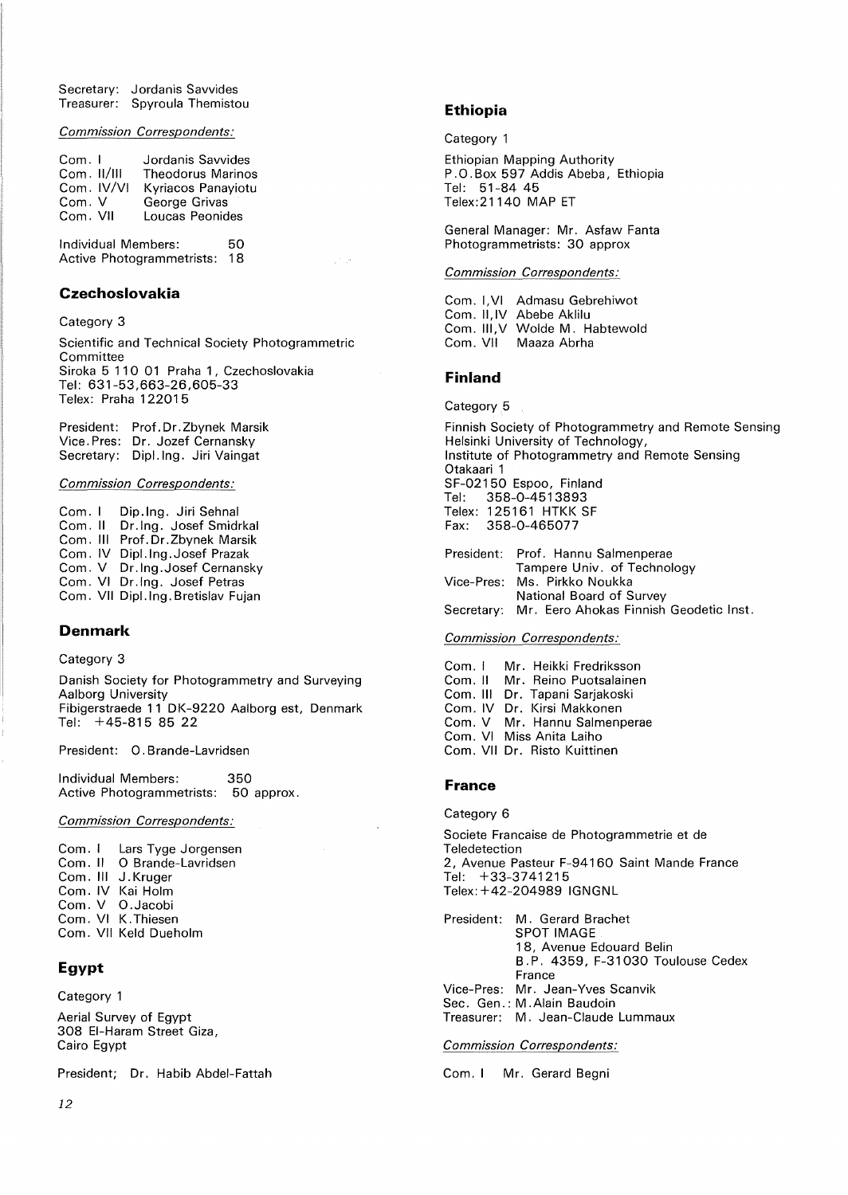Secretary: Jordanis Savvides
Treasurer: Spyroula Themistou

*Commission Correspondents:*

Com. I Jordanis Savvides
Com. II/III Theodorus Marinos
Com. IV/VI Kyriacos Panayiotu
Com. V George Grivas
Com. VII Loucas Peonides

Individual Members: 50
Active Photogrammetrists: 18

## Czechoslovakia

Category 3

Scientific and Technical Society Photogrammetric Committee
Siroka 5 110 01 Praha 1, Czechoslovakia
Tel: 631-53,663-26,605-33
Telex: Praha 122015

President: Prof.Dr.Zbynek Marsik
Vice.Pres: Dr. Jozef Cernansky
Secretary: Dipl.Ing. Jiri Vaingat

*Commission Correspondents:*

Com. I Dip.Ing. Jiri Sehnal
Com. II Dr.Ing. Josef Smidrkal
Com. III Prof.Dr.Zbynek Marsik
Com. IV Dipl.Ing.Josef Prazak
Com. V Dr.Ing.Josef Cernansky
Com. VI Dr.Ing. Josef Petras
Com. VII Dipl.Ing.Bretislav Fujan

## Denmark

Category 3

Danish Society for Photogrammetry and Surveying
Aalborg University
Fibigerstraede 11 DK-9220 Aalborg est, Denmark
Tel: +45-815 85 22

President: O.Brande-Lavridsen

Individual Members: 350
Active Photogrammetrists: 50 approx.

*Commission Correspondents:*

Com. I Lars Tyge Jorgensen
Com. II O Brande-Lavridsen
Com. III J.Kruger
Com. IV Kai Holm
Com. V O.Jacobi
Com. VI K.Thiesen
Com. VII Keld Dueholm

## Egypt

Category 1

Aerial Survey of Egypt
308 El-Haram Street Giza,
Cairo Egypt

President; Dr. Habib Abdel-Fattah

## Ethiopia

Category 1

Ethiopian Mapping Authority
P.O.Box 597 Addis Abeba, Ethiopia
Tel: 51-84 45
Telex:21140 MAP ET

General Manager: Mr. Asfaw Fanta
Photogrammetrists: 30 approx

*Commission Correspondents:*

Com. I,VI Admasu Gebrehiwot
Com. II,IV Abebe Aklilu
Com. III,V Wolde M. Habtewold
Com. VII Maaza Abrha

## Finland

Category 5

Finnish Society of Photogrammetry and Remote Sensing
Helsinki University of Technology,
Institute of Photogrammetry and Remote Sensing
Otakaari 1
SF-02150 Espoo, Finland
Tel: 358-0-4513893
Telex: 125161 HTKK SF
Fax: 358-0-465077

President: Prof. Hannu Salmenperae
Tampere Univ. of Technology
Vice-Pres: Ms. Pirkko Noukka
National Board of Survey
Secretary: Mr. Eero Ahokas Finnish Geodetic Inst.

*Commission Correspondents:*

Com. I Mr. Heikki Fredriksson
Com. II Mr. Reino Puotsalainen
Com. III Dr. Tapani Sarjakoski
Com. IV Dr. Kirsi Makkonen
Com. V Mr. Hannu Salmenperae
Com. VI Miss Anita Laiho
Com. VII Dr. Risto Kuittinen

## France

Category 6

Societe Francaise de Photogrammetrie et de Teledetection
2, Avenue Pasteur F-94160 Saint Mande France
Tel: +33-3741215
Telex:+42-204989 IGNGNL

President: M. Gerard Brachet
SPOT IMAGE
18, Avenue Edouard Belin
B.P. 4359, F-31030 Toulouse Cedex
France
Vice-Pres: Mr. Jean-Yves Scanvik
Sec. Gen.: M.Alain Baudoin
Treasurer: M. Jean-Claude Lummaux

*Commission Correspondents:*

Com. I Mr. Gerard Begni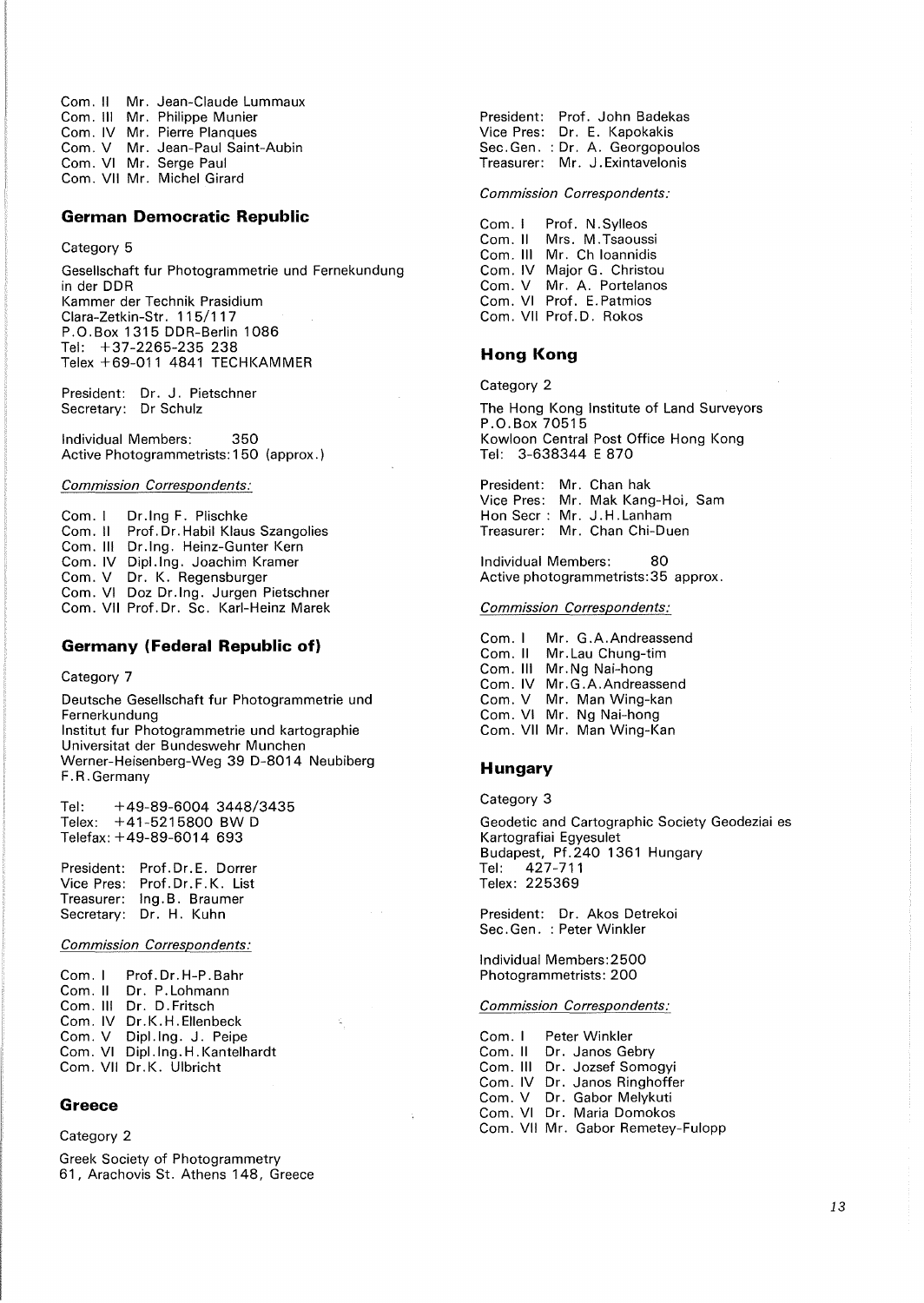Com. II Mr. Jean-Claude Lummaux
Com. III Mr. Philippe Munier
Com. IV Mr. Pierre Planques
Com. V Mr. Jean-Paul Saint-Aubin
Com. VI Mr. Serge Paul
Com. VII Mr. Michel Girard

### German Democratic Republic

Category 5

Gesellschaft fur Photogrammetrie und Fernekundung in der DDR
Kammer der Technik Prasidium
Clara-Zetkin-Str. 115/117
P.O.Box 1315 DDR-Berlin 1086
Tel: +37-2265-235 238
Telex +69-011 4841 TECHKAMMER

President: Dr. J. Pietschner
Secretary: Dr Schulz

Individual Members: 350
Active Photogrammetrists: 150 (approx.)

*Commission Correspondents:*

Com. I Dr.Ing F. Plischke
Com. II Prof.Dr.Habil Klaus Szangolies
Com. III Dr.Ing. Heinz-Gunter Kern
Com. IV Dipl.Ing. Joachim Kramer
Com. V Dr. K. Regensburger
Com. VI Doz Dr.Ing. Jurgen Pietschner
Com. VII Prof.Dr. Sc. Karl-Heinz Marek

### Germany (Federal Republic of)

Category 7

Deutsche Gesellschaft fur Photogrammetrie und Fernerkundung
Institut fur Photogrammetrie und kartographie
Universitat der Bundeswehr Munchen
Werner-Heisenberg-Weg 39 D-8014 Neubiberg
F.R.Germany

Tel: +49-89-6004 3448/3435
Telex: +41-5215800 BW D
Telefax: +49-89-6014 693

President: Prof.Dr.E. Dorrer
Vice Pres: Prof.Dr.F.K. List
Treasurer: Ing.B. Braumer
Secretary: Dr. H. Kuhn

*Commission Correspondents:*

Com. I Prof.Dr.H-P.Bahr
Com. II Dr. P.Lohmann
Com. III Dr. D.Fritsch
Com. IV Dr.K.H.Ellenbeck
Com. V Dipl.Ing. J. Peipe
Com. VI Dipl.Ing.H.Kantelhardt
Com. VII Dr.K. Ulbricht

### Greece

Category 2

Greek Society of Photogrammetry
61, Arachovis St. Athens 148, Greece

President: Prof. John Badekas
Vice Pres: Dr. E. Kapokakis
Sec.Gen. : Dr. A. Georgopoulos
Treasurer: Mr. J.Exintavelonis

*Commission Correspondents:*

Com. I Prof. N.Sylleos
Com. II Mrs. M.Tsaoussi
Com. III Mr. Ch Ioannidis
Com. IV Major G. Christou
Com. V Mr. A. Portelanos
Com. VI Prof. E.Patmios
Com. VII Prof.D. Rokos

### Hong Kong

Category 2

The Hong Kong Institute of Land Surveyors
P.O.Box 70515
Kowloon Central Post Office Hong Kong
Tel: 3-638344 E 870

President: Mr. Chan hak
Vice Pres: Mr. Mak Kang-Hoi, Sam
Hon Secr : Mr. J.H.Lanham
Treasurer: Mr. Chan Chi-Duen

Individual Members: 80
Active photogrammetrists: 35 approx.

*Commission Correspondents:*

Com. I Mr. G.A.Andreassend
Com. II Mr.Lau Chung-tim
Com. III Mr.Ng Nai-hong
Com. IV Mr.G.A.Andreassend
Com. V Mr. Man Wing-kan
Com. VI Mr. Ng Nai-hong
Com. VII Mr. Man Wing-Kan

### Hungary

Category 3

Geodetic and Cartographic Society Geodeziai es Kartografiai Egyesulet
Budapest, Pf.240 1361 Hungary
Tel: 427-711
Telex: 225369

President: Dr. Akos Detrekoi
Sec.Gen. : Peter Winkler

Individual Members: 2500
Photogrammetrists: 200

*Commission Correspondents:*

Com. I Peter Winkler
Com. II Dr. Janos Gebry
Com. III Dr. Jozsef Somogyi
Com. IV Dr. Janos Ringhoffer
Com. V Dr. Gabor Melykuti
Com. VI Dr. Maria Domokos
Com. VII Mr. Gabor Remetey-Fulopp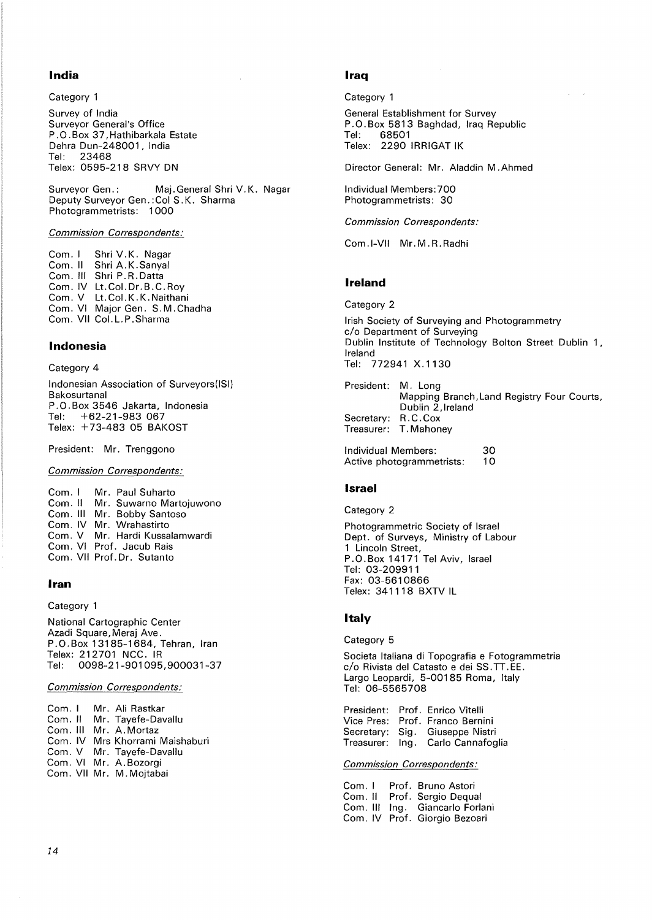## India

Category 1

Survey of India
Surveyor General's Office
P.O.Box 37,Hathibarkala Estate
Dehra Dun-248001, India
Tel: 23468
Telex: 0595-218 SRVY DN

Surveyor Gen.: Maj.General Shri V.K. Nagar
Deputy Surveyor Gen.:Col S.K. Sharma
Photogrammetrists: 1000

*Commission Correspondents:*

Com. I Shri V.K. Nagar
Com. II Shri A.K.Sanyal
Com. III Shri P.R.Datta
Com. IV Lt.Col.Dr.B.C.Roy
Com. V Lt.Col.K.K.Naithani
Com. VI Major Gen. S.M.Chadha
Com. VII Col.L.P.Sharma

## Indonesia

Category 4

Indonesian Association of Surveyors(ISI)
Bakosurtanal
P.O.Box 3546 Jakarta, Indonesia
Tel: +62-21-983 067
Telex: +73-483 05 BAKOST

President: Mr. Trenggono

*Commission Correspondents:*

Com. I Mr. Paul Suharto
Com. II Mr. Suwarno Martojuwono
Com. III Mr. Bobby Santoso
Com. IV Mr. Wrahastirto
Com. V Mr. Hardi Kussalamwardi
Com. VI Prof. Jacub Rais
Com. VII Prof.Dr. Sutanto

## Iran

Category 1

National Cartographic Center
Azadi Square,Meraj Ave.
P.O.Box 13185-1684, Tehran, Iran
Telex: 212701 NCC. IR
Tel: 0098-21-901095,900031-37

*Commission Correspondents:*

Com. I Mr. Ali Rastkar
Com. II Mr. Tayefe-Davallu
Com. III Mr. A.Mortaz
Com. IV Mrs Khorrami Maishaburi
Com. V Mr. Tayefe-Davallu
Com. VI Mr. A.Bozorgi
Com. VII Mr. M.Mojtabai

## Iraq

Category 1

General Establishment for Survey
P.O.Box 5813 Baghdad, Iraq Republic
Tel: 68501
Telex: 2290 IRRIGAT IK

Director General: Mr. Aladdin M.Ahmed

Individual Members:700
Photogrammetrists: 30

*Commission Correspondents:*

Com.I-VII Mr.M.R.Radhi

## Ireland

Category 2

Irish Society of Surveying and Photogrammetry
c/o Department of Surveying
Dublin Institute of Technology Bolton Street Dublin 1, Ireland
Tel: 772941 X.1130

President: M. Long
Mapping Branch,Land Registry Four Courts, Dublin 2,Ireland
Secretary: R.C.Cox
Treasurer: T.Mahoney

Individual Members: 30
Active photogrammetrists: 10

## Israel

Category 2

Photogrammetric Society of Israel
Dept. of Surveys, Ministry of Labour
1 Lincoln Street,
P.O.Box 14171 Tel Aviv, Israel
Tel: 03-209911
Fax: 03-5610866
Telex: 341118 BXTV IL

## Italy

Category 5

Societa Italiana di Topografia e Fotogrammetria
c/o Rivista del Catasto e dei SS.TT.EE.
Largo Leopardi, 5-00185 Roma, Italy
Tel: 06-5565708

President: Prof. Enrico Vitelli
Vice Pres: Prof. Franco Bernini
Secretary: Sig. Giuseppe Nistri
Treasurer: Ing. Carlo Cannafoglia

*Commission Correspondents:*

Com. I Prof. Bruno Astori
Com. II Prof. Sergio Dequal
Com. III Ing. Giancarlo Forlani
Com. IV Prof. Giorgio Bezoari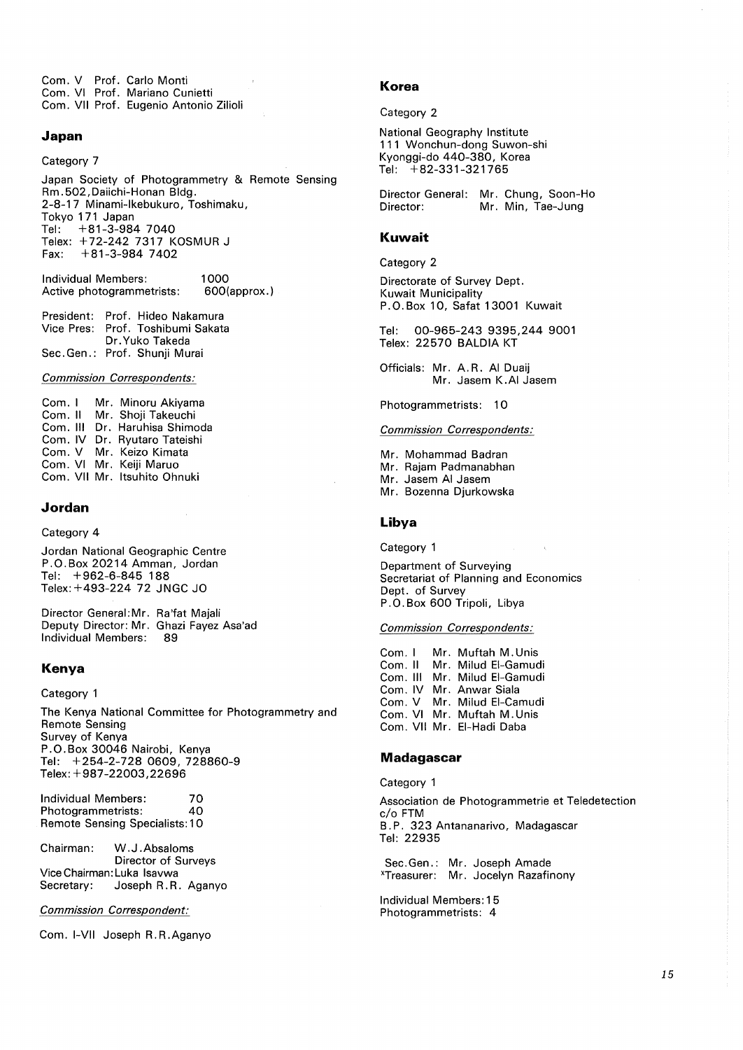Com. V Prof. Carlo Monti
Com. VI Prof. Mariano Cunietti
Com. VII Prof. Eugenio Antonio Zilioli

## Japan

Category 7

Japan Society of Photogrammetry & Remote Sensing
Rm.502,Daiichi-Honan Bldg.
2-8-17 Minami-Ikebukuro, Toshimaku,
Tokyo 171 Japan
Tel: +81-3-984 7040
Telex: +72-242 7317 KOSMUR J
Fax: +81-3-984 7402

Individual Members: 1000
Active photogrammetrists: 600(approx.)

President: Prof. Hideo Nakamura
Vice Pres: Prof. Toshibumi Sakata
Dr.Yuko Takeda
Sec.Gen.: Prof. Shunji Murai

*Commission Correspondents:*

Com. I Mr. Minoru Akiyama
Com. II Mr. Shoji Takeuchi
Com. III Dr. Haruhisa Shimoda
Com. IV Dr. Ryutaro Tateishi
Com. V Mr. Keizo Kimata
Com. VI Mr. Keiji Maruo
Com. VII Mr. Itsuhito Ohnuki

## Jordan

Category 4

Jordan National Geographic Centre
P.O.Box 20214 Amman, Jordan
Tel: +962-6-845 188
Telex:+493-224 72 JNGC JO

Director General:Mr. Ra'fat Majali
Deputy Director: Mr. Ghazi Fayez Asa'ad
Individual Members: 89

## Kenya

Category 1

The Kenya National Committee for Photogrammetry and Remote Sensing
Survey of Kenya
P.O.Box 30046 Nairobi, Kenya
Tel: +254-2-728 0609, 728860-9
Telex:+987-22003,22696

Individual Members: 70
Photogrammetrists: 40
Remote Sensing Specialists:10

Chairman: W.J.Absaloms
Director of Surveys
Vice Chairman:Luka Isavwa
Secretary: Joseph R.R. Aganyo

*Commission Correspondent:*

Com. I-VII Joseph R.R.Aganyo

## Korea

Category 2

National Geography Institute
111 Wonchun-dong Suwon-shi
Kyonggi-do 440-380, Korea
Tel: +82-331-321765

Director General: Mr. Chung, Soon-Ho
Director: Mr. Min, Tae-Jung

## Kuwait

Category 2

Directorate of Survey Dept.
Kuwait Municipality
P.O.Box 10, Safat 13001 Kuwait

Tel: 00-965-243 9395,244 9001
Telex: 22570 BALDIA KT

Officials: Mr. A.R. Al Duaij
Mr. Jasem K.Al Jasem

Photogrammetrists: 10

*Commission Correspondents:*

Mr. Mohammad Badran
Mr. Rajam Padmanabhan
Mr. Jasem Al Jasem
Mr. Bozenna Djurkowska

## Libya

Category 1

Department of Surveying
Secretariat of Planning and Economics
Dept. of Survey
P.O.Box 600 Tripoli, Libya

*Commission Correspondents:*

Com. I Mr. Muftah M.Unis
Com. II Mr. Milud El-Gamudi
Com. III Mr. Milud El-Gamudi
Com. IV Mr. Anwar Siala
Com. V Mr. Milud El-Camudi
Com. VI Mr. Muftah M.Unis
Com. VII Mr. El-Hadi Daba

## Madagascar

Category 1

Association de Photogrammetrie et Teledetection
c/o FTM
B.P. 323 Antananarivo, Madagascar
Tel: 22935

Sec.Gen.: Mr. Joseph Amade
Treasurer: Mr. Jocelyn Razafinony

Individual Members:15
Photogrammetrists: 4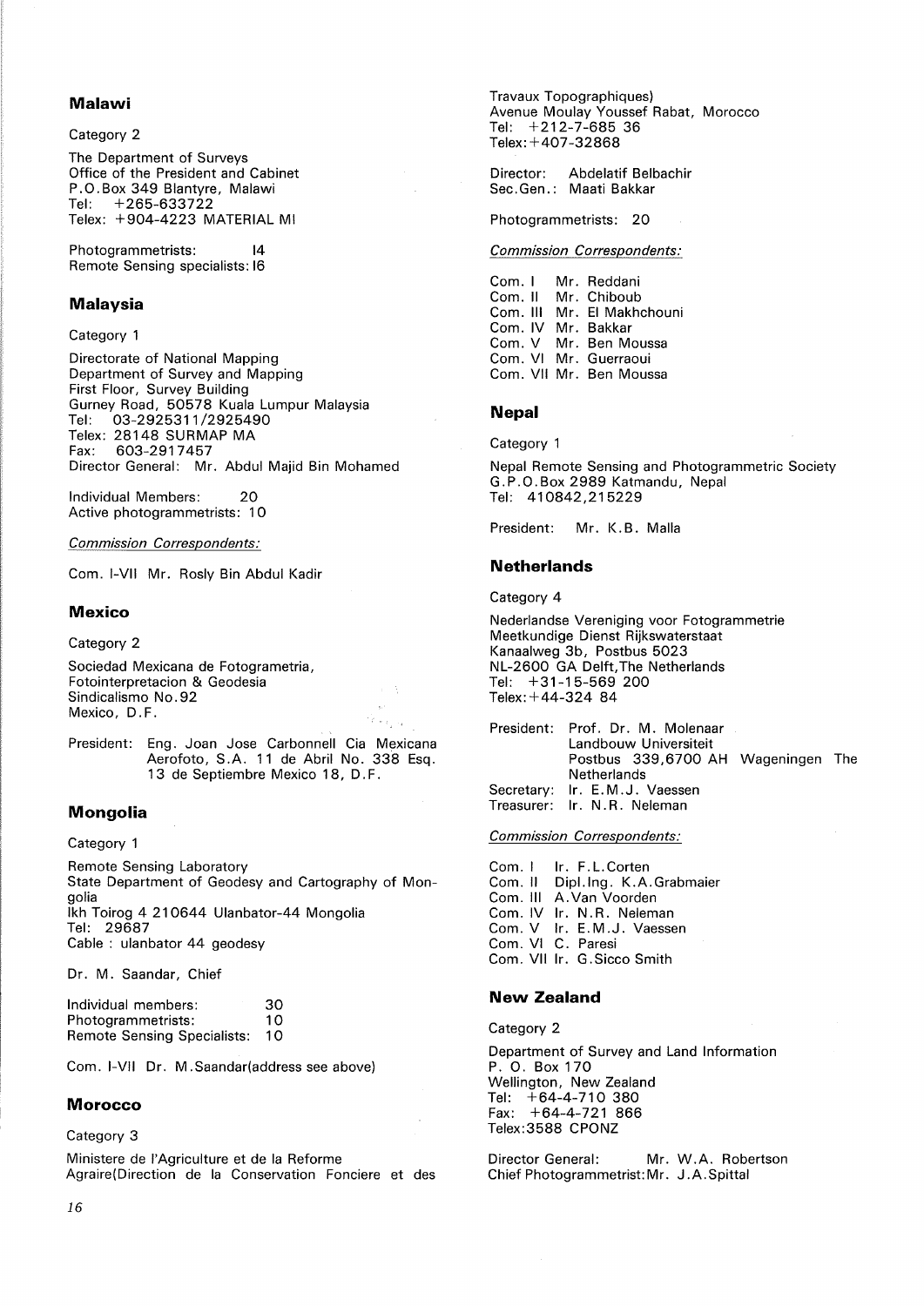## Malawi

Category 2

The Department of Surveys
Office of the President and Cabinet
P.O.Box 349 Blantyre, Malawi
Tel: +265-633722
Telex: +904-4223 MATERIAL MI

Photogrammetrists: I4
Remote Sensing specialists: I6

## Malaysia

Category 1

Directorate of National Mapping
Department of Survey and Mapping
First Floor, Survey Building
Gurney Road, 50578 Kuala Lumpur Malaysia
Tel: 03-2925311/2925490
Telex: 28148 SURMAP MA
Fax: 603-2917457
Director General: Mr. Abdul Majid Bin Mohamed

Individual Members: 20
Active photogrammetrists: 10

*Commission Correspondents:*

Com. I-VII Mr. Rosly Bin Abdul Kadir

## Mexico

Category 2

Sociedad Mexicana de Fotogrametria,
Fotointerpretacion & Geodesia
Sindicalismo No.92
Mexico, D.F.

President: Eng. Joan Jose Carbonnell Cia Mexicana Aerofoto, S.A. 11 de Abril No. 338 Esq. 13 de Septiembre Mexico 18, D.F.

## Mongolia

Category 1

Remote Sensing Laboratory
State Department of Geodesy and Cartography of Mongolia
Ikh Toirog 4 210644 Ulanbator-44 Mongolia
Tel: 29687
Cable : ulanbator 44 geodesy

Dr. M. Saandar, Chief

Individual members: 30
Photogrammetrists: 10
Remote Sensing Specialists: 10

Com. I-VII Dr. M.Saandar(address see above)

## Morocco

Category 3

Ministere de l'Agriculture et de la Reforme Agraire(Direction de la Conservation Fonciere et des Travaux Topographiques)
Avenue Moulay Youssef Rabat, Morocco
Tel: +212-7-685 36
Telex:+407-32868

Director: Abdelatif Belbachir
Sec.Gen.: Maati Bakkar

Photogrammetrists: 20

*Commission Correspondents:*

Com. I Mr. Reddani
Com. II Mr. Chiboub
Com. III Mr. El Makhchouni
Com. IV Mr. Bakkar
Com. V Mr. Ben Moussa
Com. VI Mr. Guerraoui
Com. VII Mr. Ben Moussa

## Nepal

Category 1

Nepal Remote Sensing and Photogrammetric Society
G.P.O.Box 2989 Katmandu, Nepal
Tel: 410842,215229

President: Mr. K.B. Malla

## Netherlands

Category 4

Nederlandse Vereniging voor Fotogrammetrie
Meetkundige Dienst Rijkswaterstaat
Kanaalweg 3b, Postbus 5023
NL-2600 GA Delft,The Netherlands
Tel: +31-15-569 200
Telex:+44-324 84

President: Prof. Dr. M. Molenaar
Landbouw Universiteit
Postbus 339,6700 AH Wageningen The Netherlands
Secretary: Ir. E.M.J. Vaessen
Treasurer: Ir. N.R. Neleman

*Commission Correspondents:*

Com. I Ir. F.L.Corten
Com. II Dipl.Ing. K.A.Grabmaier
Com. III A.Van Voorden
Com. IV Ir. N.R. Neleman
Com. V Ir. E.M.J. Vaessen
Com. VI C. Paresi
Com. VII Ir. G.Sicco Smith

## New Zealand

Category 2

Department of Survey and Land Information
P. O. Box 170
Wellington, New Zealand
Tel: +64-4-710 380
Fax: +64-4-721 866
Telex:3588 CPONZ

Director General: Mr. W.A. Robertson
Chief Photogrammetrist:Mr. J.A.Spittal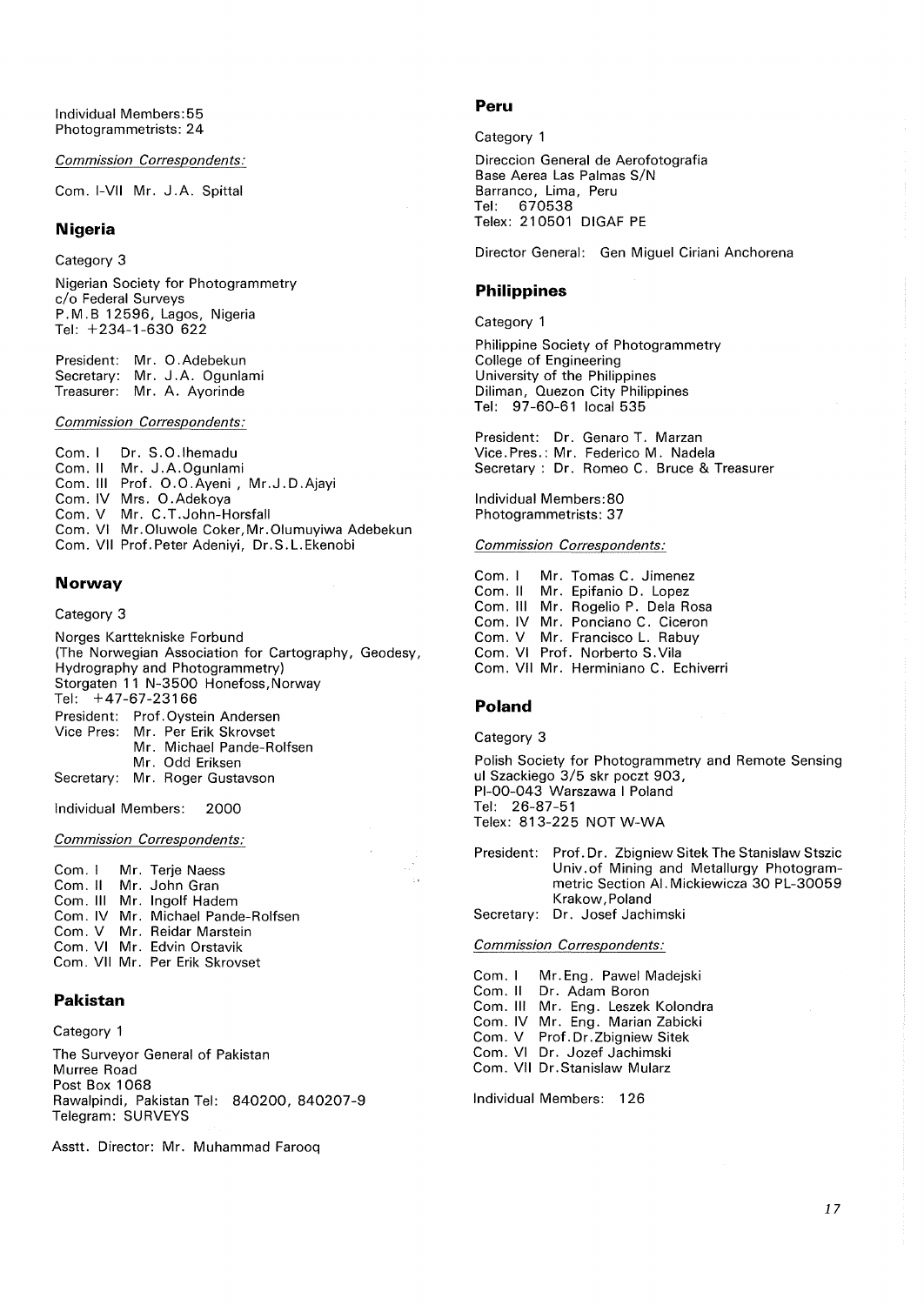Individual Members:55
Photogrammetrists: 24

*Commission Correspondents:*

Com. I-VII Mr. J.A. Spittal

## Nigeria

Category 3

Nigerian Society for Photogrammetry
c/o Federal Surveys
P.M.B 12596, Lagos, Nigeria
Tel: +234-1-630 622

President: Mr. O.Adebekun
Secretary: Mr. J.A. Ogunlami
Treasurer: Mr. A. Ayorinde

*Commission Correspondents:*

Com. I Dr. S.O.Ihemadu
Com. II Mr. J.A.Ogunlami
Com. III Prof. O.O.Ayeni , Mr.J.D.Ajayi
Com. IV Mrs. O.Adekoya
Com. V Mr. C.T.John-Horsfall
Com. VI Mr.Oluwole Coker,Mr.Olumuyiwa Adebekun
Com. VII Prof.Peter Adeniyi, Dr.S.L.Ekenobi

## Norway

Category 3

Norges Karttekniske Forbund
(The Norwegian Association for Cartography, Geodesy, Hydrography and Photogrammetry)
Storgaten 11 N-3500 Honefoss,Norway
Tel: +47-67-23166

President: Prof.Oystein Andersen
Vice Pres: Mr. Per Erik Skrovset
Mr. Michael Pande-Rolfsen
Mr. Odd Eriksen
Secretary: Mr. Roger Gustavson

Individual Members: 2000

*Commission Correspondents:*

Com. I Mr. Terje Naess
Com. II Mr. John Gran
Com. III Mr. Ingolf Hadem
Com. IV Mr. Michael Pande-Rolfsen
Com. V Mr. Reidar Marstein
Com. VI Mr. Edvin Orstavik
Com. VII Mr. Per Erik Skrovset

## Pakistan

Category 1

The Surveyor General of Pakistan
Murree Road
Post Box 1068
Rawalpindi, Pakistan Tel: 840200, 840207-9
Telegram: SURVEYS

Asstt. Director: Mr. Muhammad Farooq

## Peru

Category 1

Direccion General de Aerofotografia
Base Aerea Las Palmas S/N
Barranco, Lima, Peru
Tel: 670538
Telex: 210501 DIGAF PE

Director General: Gen Miguel Ciriani Anchorena

## Philippines

Category 1

Philippine Society of Photogrammetry
College of Engineering
University of the Philippines
Diliman, Quezon City Philippines
Tel: 97-60-61 local 535

President: Dr. Genaro T. Marzan
Vice.Pres.: Mr. Federico M. Nadela
Secretary : Dr. Romeo C. Bruce & Treasurer

Individual Members:80
Photogrammetrists: 37

*Commission Correspondents:*

Com. I Mr. Tomas C. Jimenez
Com. II Mr. Epifanio D. Lopez
Com. III Mr. Rogelio P. Dela Rosa
Com. IV Mr. Ponciano C. Ciceron
Com. V Mr. Francisco L. Rabuy
Com. VI Prof. Norberto S.Vila
Com. VII Mr. Herminiano C. Echiverri

## Poland

Category 3

Polish Society for Photogrammetry and Remote Sensing
ul Szackiego 3/5 skr poczt 903,
Pl-00-043 Warszawa I Poland
Tel: 26-87-51
Telex: 813-225 NOT W-WA

President: Prof.Dr. Zbigniew Sitek The Stanislaw Stszic Univ.of Mining and Metallurgy Photogrammetric Section Al.Mickiewicza 30 PL-30059 Krakow,Poland
Secretary: Dr. Josef Jachimski

*Commission Correspondents:*

Com. I Mr.Eng. Pawel Madejski
Com. II Dr. Adam Boron
Com. III Mr. Eng. Leszek Kolondra
Com. IV Mr. Eng. Marian Zabicki
Com. V Prof.Dr.Zbigniew Sitek
Com. VI Dr. Jozef Jachimski
Com. VII Dr.Stanislaw Mularz

Individual Members: 126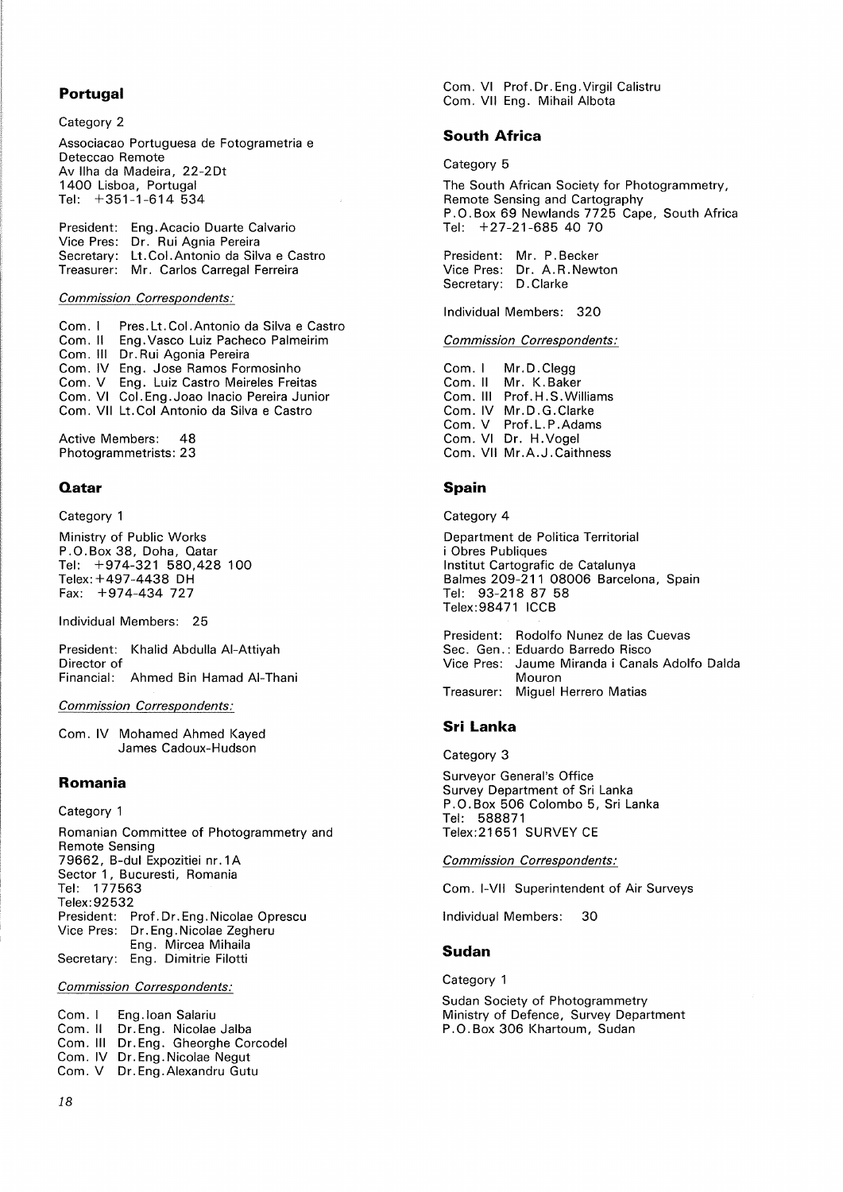## Portugal

Category 2

Associacao Portuguesa de Fotogrametria e Deteccao Remote
Av Ilha da Madeira, 22-2Dt
1400 Lisboa, Portugal
Tel: +351-1-614 534

President: Eng.Acacio Duarte Calvario
Vice Pres: Dr. Rui Agnia Pereira
Secretary: Lt.Col.Antonio da Silva e Castro
Treasurer: Mr. Carlos Carregal Ferreira

*Commission Correspondents:*

Com. I Pres.Lt.Col.Antonio da Silva e Castro
Com. II Eng.Vasco Luiz Pacheco Palmeirim
Com. III Dr.Rui Agonia Pereira
Com. IV Eng. Jose Ramos Formosinho
Com. V Eng. Luiz Castro Meireles Freitas
Com. VI Col.Eng.Joao Inacio Pereira Junior
Com. VII Lt.Col Antonio da Silva e Castro

Active Members: 48
Photogrammetrists: 23

## Qatar

Category 1

Ministry of Public Works
P.O.Box 38, Doha, Qatar
Tel: +974-321 580,428 100
Telex: +497-4438 DH
Fax: +974-434 727

Individual Members: 25

President: Khalid Abdulla Al-Attiyah
Director of
Financial: Ahmed Bin Hamad Al-Thani

*Commission Correspondents:*

Com. IV Mohamed Ahmed Kayed
James Cadoux-Hudson

## Romania

Category 1

Romanian Committee of Photogrammetry and Remote Sensing
79662, B-dul Expozitiei nr.1A
Sector 1, Bucuresti, Romania
Tel: 177563
Telex: 92532
President: Prof.Dr.Eng.Nicolae Oprescu
Vice Pres: Dr.Eng.Nicolae Zegheru
Eng. Mircea Mihaila
Secretary: Eng. Dimitrie Filotti

*Commission Correspondents:*

Com. I Eng.Ioan Salariu
Com. II Dr.Eng. Nicolae Jalba
Com. III Dr.Eng. Gheorghe Corcodel
Com. IV Dr.Eng.Nicolae Negut
Com. V Dr.Eng.Alexandru Gutu
Com. VI Prof.Dr.Eng.Virgil Calistru
Com. VII Eng. Mihail Albota

## South Africa

Category 5

The South African Society for Photogrammetry, Remote Sensing and Cartography
P.O.Box 69 Newlands 7725 Cape, South Africa
Tel: +27-21-685 40 70

President: Mr. P.Becker
Vice Pres: Dr. A.R.Newton
Secretary: D.Clarke

Individual Members: 320

*Commission Correspondents:*

Com. I Mr.D.Clegg
Com. II Mr. K.Baker
Com. III Prof.H.S.Williams
Com. IV Mr.D.G.Clarke
Com. V Prof.L.P.Adams
Com. VI Dr. H.Vogel
Com. VII Mr.A.J.Caithness

## Spain

Category 4

Department de Politica Territorial i Obres Publiques
Institut Cartografic de Catalunya
Balmes 209-211 08006 Barcelona, Spain
Tel: 93-218 87 58
Telex: 98471 ICCB

President: Rodolfo Nunez de las Cuevas
Sec. Gen.: Eduardo Barredo Risco
Vice Pres: Jaume Miranda i Canals Adolfo Dalda Mouron
Treasurer: Miguel Herrero Matias

## Sri Lanka

Category 3

Surveyor General's Office
Survey Department of Sri Lanka
P.O.Box 506 Colombo 5, Sri Lanka
Tel: 588871
Telex: 21651 SURVEY CE

*Commission Correspondents:*

Com. I-VII Superintendent of Air Surveys

Individual Members: 30

## Sudan

Category 1

Sudan Society of Photogrammetry
Ministry of Defence, Survey Department
P.O.Box 306 Khartoum, Sudan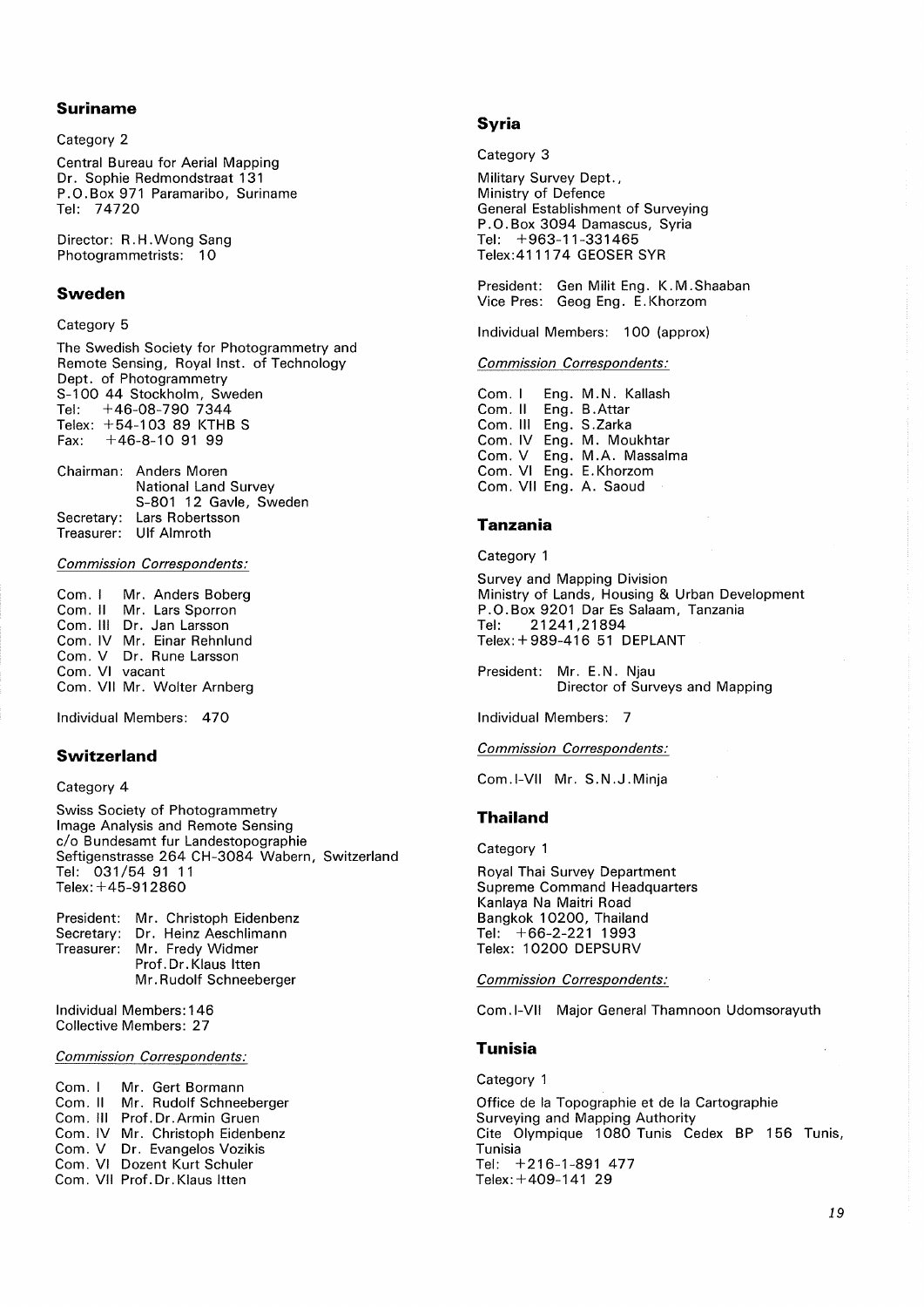## Suriname

Category 2

Central Bureau for Aerial Mapping
Dr. Sophie Redmondstraat 131
P.O.Box 971 Paramaribo, Suriname
Tel: 74720

Director: R.H.Wong Sang
Photogrammetrists: 10

## Sweden

Category 5

The Swedish Society for Photogrammetry and Remote Sensing, Royal Inst. of Technology
Dept. of Photogrammetry
S-100 44 Stockholm, Sweden
Tel: +46-08-790 7344
Telex: +54-103 89 KTHB S
Fax: +46-8-10 91 99

Chairman: Anders Moren
National Land Survey
S-801 12 Gavle, Sweden
Secretary: Lars Robertsson
Treasurer: Ulf Almroth

*Commission Correspondents:*

Com. I Mr. Anders Boberg
Com. II Mr. Lars Sporron
Com. III Dr. Jan Larsson
Com. IV Mr. Einar Rehnlund
Com. V Dr. Rune Larsson
Com. VI vacant
Com. VII Mr. Wolter Arnberg

Individual Members: 470

## Switzerland

Category 4

Swiss Society of Photogrammetry
Image Analysis and Remote Sensing
c/o Bundesamt fur Landestopographie
Seftigenstrasse 264 CH-3084 Wabern, Switzerland
Tel: 031/54 91 11
Telex: +45-912860

President: Mr. Christoph Eidenbenz
Secretary: Dr. Heinz Aeschlimann
Treasurer: Mr. Fredy Widmer
Prof.Dr.Klaus Itten
Mr.Rudolf Schneeberger

Individual Members: 146
Collective Members: 27

*Commission Correspondents:*

Com. I Mr. Gert Bormann
Com. II Mr. Rudolf Schneeberger
Com. III Prof.Dr.Armin Gruen
Com. IV Mr. Christoph Eidenbenz
Com. V Dr. Evangelos Vozikis
Com. VI Dozent Kurt Schuler
Com. VII Prof.Dr.Klaus Itten

## Syria

Category 3

Military Survey Dept.,
Ministry of Defence
General Establishment of Surveying
P.O.Box 3094 Damascus, Syria
Tel: +963-11-331465
Telex: 411174 GEOSER SYR

President: Gen Milit Eng. K.M.Shaaban
Vice Pres: Geog Eng. E.Khorzom

Individual Members: 100 (approx)

*Commission Correspondents:*

Com. I Eng. M.N. Kallash
Com. II Eng. B.Attar
Com. III Eng. S.Zarka
Com. IV Eng. M. Moukhtar
Com. V Eng. M.A. Massalma
Com. VI Eng. E.Khorzom
Com. VII Eng. A. Saoud

## Tanzania

Category 1

Survey and Mapping Division
Ministry of Lands, Housing & Urban Development
P.O.Box 9201 Dar Es Salaam, Tanzania
Tel: 21241,21894
Telex: +989-416 51 DEPLANT

President: Mr. E.N. Njau
Director of Surveys and Mapping

Individual Members: 7

*Commission Correspondents:*

Com.I-VII Mr. S.N.J.Minja

## Thailand

Category 1

Royal Thai Survey Department
Supreme Command Headquarters
Kanlaya Na Maitri Road
Bangkok 10200, Thailand
Tel: +66-2-221 1993
Telex: 10200 DEPSURV

*Commission Correspondents:*

Com.I-VII Major General Thamnoon Udomsorayuth

## Tunisia

Category 1

Office de la Topographie et de la Cartographie
Surveying and Mapping Authority
Cite Olympique 1080 Tunis Cedex BP 156 Tunis, Tunisia
Tel: +216-1-891 477
Telex: +409-141 29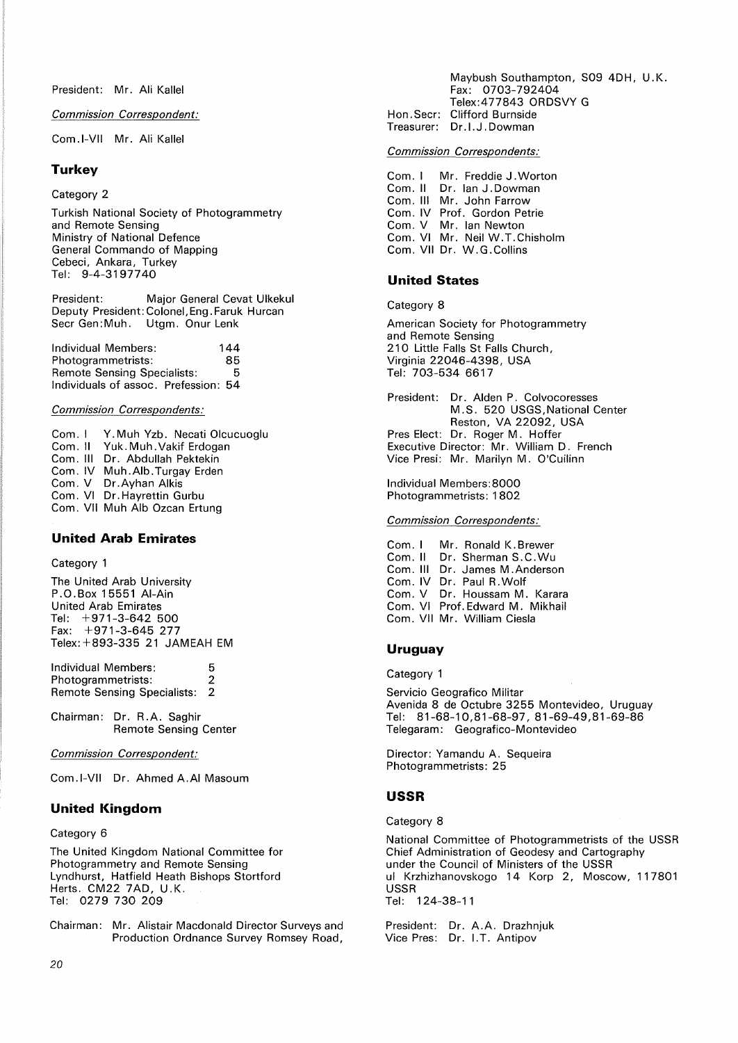President: Mr. Ali Kallel

*Commission Correspondent:*

Com.I-VII Mr. Ali Kallel

### Turkey

Category 2

Turkish National Society of Photogrammetry and Remote Sensing
Ministry of National Defence
General Commando of Mapping
Cebeci, Ankara, Turkey
Tel: 9-4-3197740

President: Major General Cevat Ulkekul
Deputy President: Colonel, Eng. Faruk Hurcan
Secr Gen: Muh. Utgm. Onur Lenk

| | |
|---|---|
| Individual Members: | 144 |
| Photogrammetrists: | 85 |
| Remote Sensing Specialists: | 5 |
| Individuals of assoc. Prefession: | 54 |

*Commission Correspondents:*

Com. I Y.Muh Yzb. Necati Olcucuoglu
Com. II Yuk.Muh.Vakif Erdogan
Com. III Dr. Abdullah Pektekin
Com. IV Muh.Alb.Turgay Erden
Com. V Dr.Ayhan Alkis
Com. VI Dr.Hayrettin Gurbu
Com. VII Muh Alb Ozcan Ertung

### United Arab Emirates

Category 1

The United Arab University
P.O.Box 15551 Al-Ain
United Arab Emirates
Tel: +971-3-642 500
Fax: +971-3-645 277
Telex: +893-335 21 JAMEAH EM

| | |
|---|---|
| Individual Members: | 5 |
| Photogrammetrists: | 2 |
| Remote Sensing Specialists: | 2 |

Chairman: Dr. R.A. Saghir
Remote Sensing Center

*Commission Correspondent:*

Com.I-VII Dr. Ahmed A.Al Masoum

### United Kingdom

Category 6

The United Kingdom National Committee for Photogrammetry and Remote Sensing
Lyndhurst, Hatfield Heath Bishops Stortford
Herts. CM22 7AD, U.K.
Tel: 0279 730 209

Chairman: Mr. Alistair Macdonald Director Surveys and Production Ordnance Survey Romsey Road, Maybush Southampton, SO9 4DH, U.K.
Fax: 0703-792404
Telex: 477843 ORDSVY G
Hon.Secr: Clifford Burnside
Treasurer: Dr.I.J.Dowman

*Commission Correspondents:*

Com. I Mr. Freddie J.Worton
Com. II Dr. Ian J.Dowman
Com. III Mr. John Farrow
Com. IV Prof. Gordon Petrie
Com. V Mr. Ian Newton
Com. VI Mr. Neil W.T.Chisholm
Com. VII Dr. W.G.Collins

### United States

Category 8

American Society for Photogrammetry and Remote Sensing
210 Little Falls St Falls Church,
Virginia 22046-4398, USA
Tel: 703-534 6617

President: Dr. Alden P. Colvocoresses
M.S. 520 USGS, National Center
Reston, VA 22092, USA
Pres Elect: Dr. Roger M. Hoffer
Executive Director: Mr. William D. French
Vice Presi: Mr. Marilyn M. O'Cuilinn

Individual Members: 8000
Photogrammetrists: 1802

*Commission Correspondents:*

Com. I Mr. Ronald K.Brewer
Com. II Dr. Sherman S.C.Wu
Com. III Dr. James M.Anderson
Com. IV Dr. Paul R.Wolf
Com. V Dr. Houssam M. Karara
Com. VI Prof.Edward M. Mikhail
Com. VII Mr. William Ciesla

### Uruguay

Category 1

Servicio Geografico Militar
Avenida 8 de Octubre 3255 Montevideo, Uruguay
Tel: 81-68-10, 81-68-97, 81-69-49, 81-69-86
Telegaram: Geografico-Montevideo

Director: Yamandu A. Sequeira
Photogrammetrists: 25

### USSR

Category 8

National Committee of Photogrammetrists of the USSR
Chief Administration of Geodesy and Cartography under the Council of Ministers of the USSR
ul Krzhizhanovskogo 14 Korp 2, Moscow, 117801
USSR
Tel: 124-38-11

President: Dr. A.A. Drazhnjuk
Vice Pres: Dr. I.T. Antipov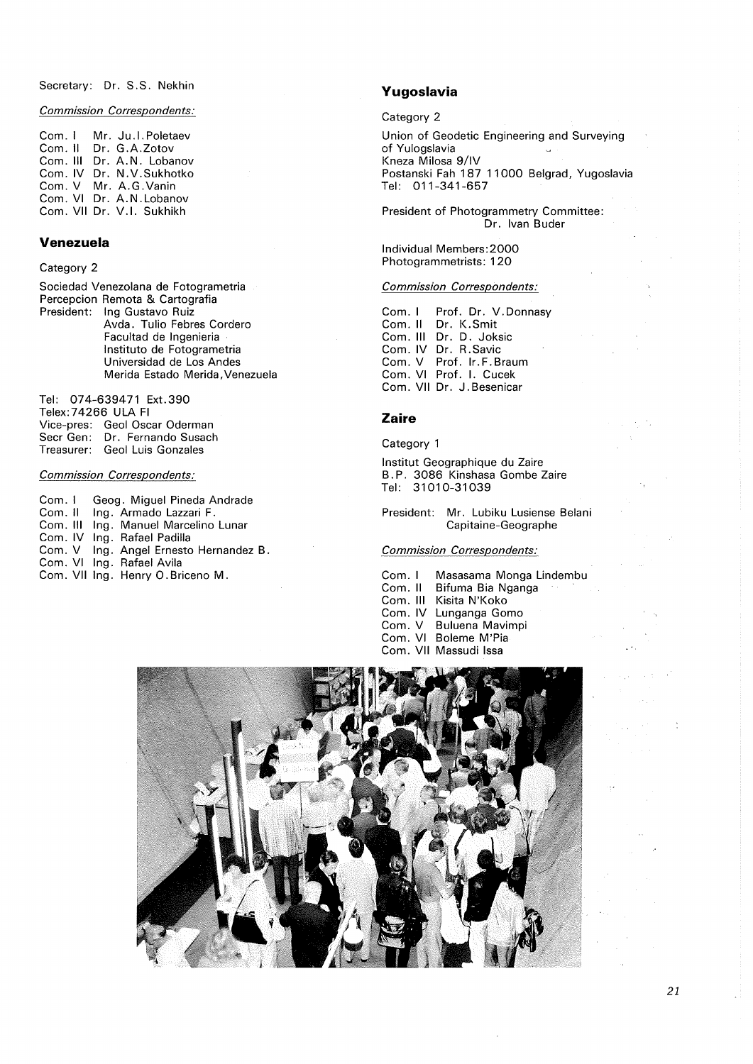Secretary: Dr. S.S. Nekhin

*Commission Correspondents:*

Com. I Mr. Ju.I.Poletaev
Com. II Dr. G.A.Zotov
Com. III Dr. A.N. Lobanov
Com. IV Dr. N.V.Sukhotko
Com. V Mr. A.G.Vanin
Com. VI Dr. A.N.Lobanov
Com. VII Dr. V.I. Sukhikh

## Venezuela

Category 2

Sociedad Venezolana de Fotogrametria
Percepcion Remota & Cartografia
President: Ing Gustavo Ruiz
Avda. Tulio Febres Cordero
Facultad de Ingenieria
Instituto de Fotogrametria
Universidad de Los Andes
Merida Estado Merida,Venezuela

Tel: 074-639471 Ext.390
Telex:74266 ULA FI
Vice-pres: Geol Oscar Oderman
Secr Gen: Dr. Fernando Susach
Treasurer: Geol Luis Gonzales

*Commission Correspondents:*

Com. I Geog. Miguel Pineda Andrade
Com. II Ing. Armado Lazzari F.
Com. III Ing. Manuel Marcelino Lunar
Com. IV Ing. Rafael Padilla
Com. V Ing. Angel Ernesto Hernandez B.
Com. VI Ing. Rafael Avila
Com. VII Ing. Henry O.Briceno M.

## Yugoslavia

Category 2

Union of Geodetic Engineering and Surveying of Yulogslavia
Kneza Milosa 9/IV
Postanski Fah 187 11000 Belgrad, Yugoslavia
Tel: 011-341-657

President of Photogrammetry Committee:
Dr. Ivan Buder

Individual Members:2000
Photogrammetrists: 120

*Commission Correspondents:*

Com. I Prof. Dr. V.Donnasy
Com. II Dr. K.Smit
Com. III Dr. D. Joksic
Com. IV Dr. R.Savic
Com. V Prof. Ir.F.Braum
Com. VI Prof. I. Cucek
Com. VII Dr. J.Besenicar

## Zaire

Category 1

Institut Geographique du Zaire
B.P. 3086 Kinshasa Gombe Zaire
Tel: 31010-31039

President: Mr. Lubiku Lusiense Belani
Capitaine-Geographe

*Commission Correspondents:*

Com. I Masasama Monga Lindembu
Com. II Bifuma Bia Nganga
Com. III Kisita N'Koko
Com. IV Lunganga Gomo
Com. V Buluena Mavimpi
Com. VI Boleme M'Pia
Com. VII Massudi Issa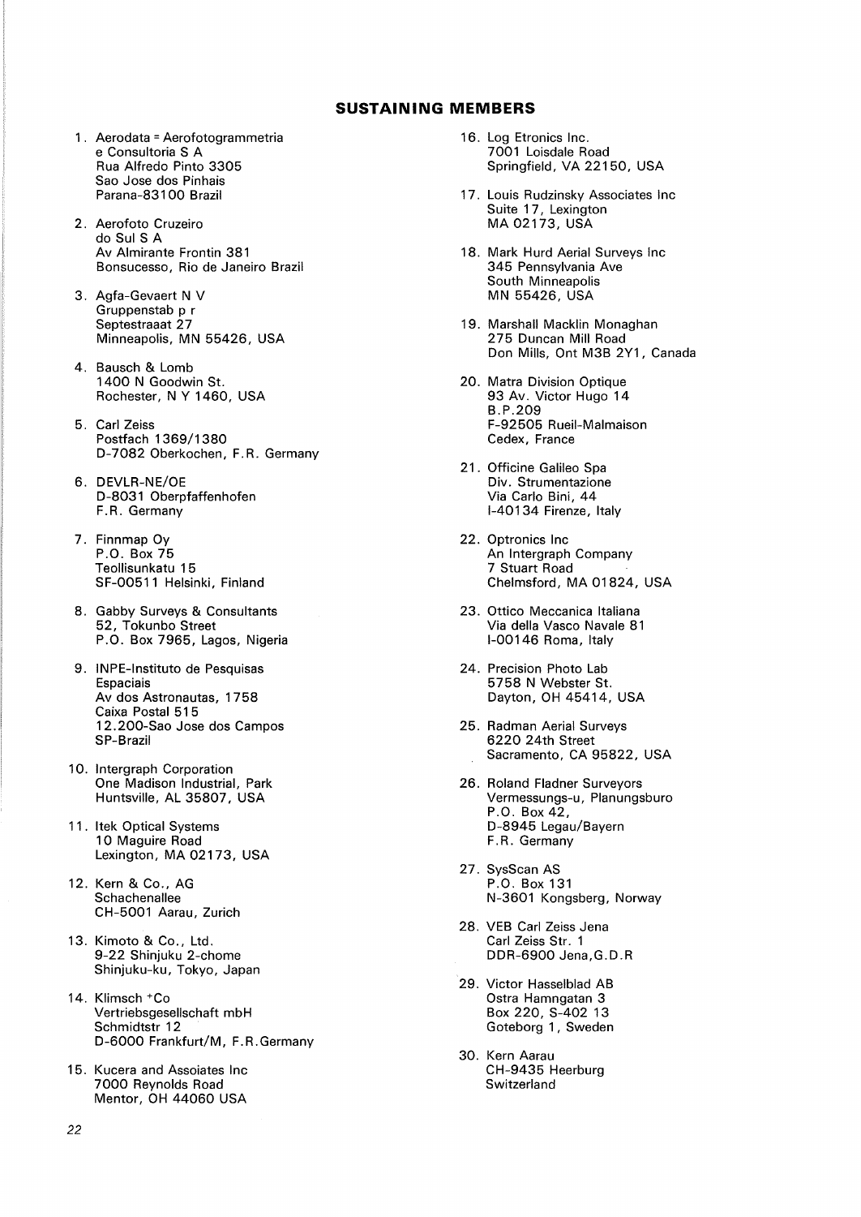## SUSTAINING MEMBERS

1. Aerodata = Aerofotogrammetria e Consultoria S A
   Rua Alfredo Pinto 3305
   Sao Jose dos Pinhais
   Parana-83100 Brazil

2. Aerofoto Cruzeiro do Sul S A
   Av Almirante Frontin 381
   Bonsucesso, Rio de Janeiro Brazil

3. Agfa-Gevaert N V
   Gruppenstab p r
   Septestraaat 27
   Minneapolis, MN 55426, USA

4. Bausch & Lomb
   1400 N Goodwin St.
   Rochester, N Y 1460, USA

5. Carl Zeiss
   Postfach 1369/1380
   D-7082 Oberkochen, F.R. Germany

6. DEVLR-NE/OE
   D-8031 Oberpfaffenhofen
   F.R. Germany

7. Finnmap Oy
   P.O. Box 75
   Teollisunkatu 15
   SF-00511 Helsinki, Finland

8. Gabby Surveys & Consultants
   52, Tokunbo Street
   P.O. Box 7965, Lagos, Nigeria

9. INPE-Instituto de Pesquisas Espaciais
   Av dos Astronautas, 1758
   Caixa Postal 515
   12.200-Sao Jose dos Campos
   SP-Brazil

10. Intergraph Corporation
    One Madison Industrial, Park
    Huntsville, AL 35807, USA

11. Itek Optical Systems
    10 Maguire Road
    Lexington, MA 02173, USA

12. Kern & Co., AG
    Schachenallee
    CH-5001 Aarau, Zurich

13. Kimoto & Co., Ltd.
    9-22 Shinjuku 2-chome
    Shinjuku-ku, Tokyo, Japan

14. Klimsch +Co
    Vertriebsgesellschaft mbH
    Schmidtstr 12
    D-6000 Frankfurt/M, F.R.Germany

15. Kucera and Assoiates Inc
    7000 Reynolds Road
    Mentor, OH 44060 USA

16. Log Etronics Inc.
    7001 Loisdale Road
    Springfield, VA 22150, USA

17. Louis Rudzinsky Associates Inc
    Suite 17, Lexington
    MA 02173, USA

18. Mark Hurd Aerial Surveys Inc
    345 Pennsylvania Ave
    South Minneapolis
    MN 55426, USA

19. Marshall Macklin Monaghan
    275 Duncan Mill Road
    Don Mills, Ont M3B 2Y1, Canada

20. Matra Division Optique
    93 Av. Victor Hugo 14
    B.P.209
    F-92505 Rueil-Malmaison
    Cedex, France

21. Officine Galileo Spa
    Div. Strumentazione
    Via Carlo Bini, 44
    I-40134 Firenze, Italy

22. Optronics Inc
    An Intergraph Company
    7 Stuart Road
    Chelmsford, MA 01824, USA

23. Ottico Meccanica Italiana
    Via della Vasco Navale 81
    I-00146 Roma, Italy

24. Precision Photo Lab
    5758 N Webster St.
    Dayton, OH 45414, USA

25. Radman Aerial Surveys
    6220 24th Street
    Sacramento, CA 95822, USA

26. Roland Fladner Surveyors
    Vermessungs-u, Planungsburo
    P.O. Box 42,
    D-8945 Legau/Bayern
    F.R. Germany

27. SysScan AS
    P.O. Box 131
    N-3601 Kongsberg, Norway

28. VEB Carl Zeiss Jena
    Carl Zeiss Str. 1
    DDR-6900 Jena,G.D.R

29. Victor Hasselblad AB
    Ostra Hamngatan 3
    Box 220, S-402 13
    Goteborg 1, Sweden

30. Kern Aarau
    CH-9435 Heerburg
    Switzerland